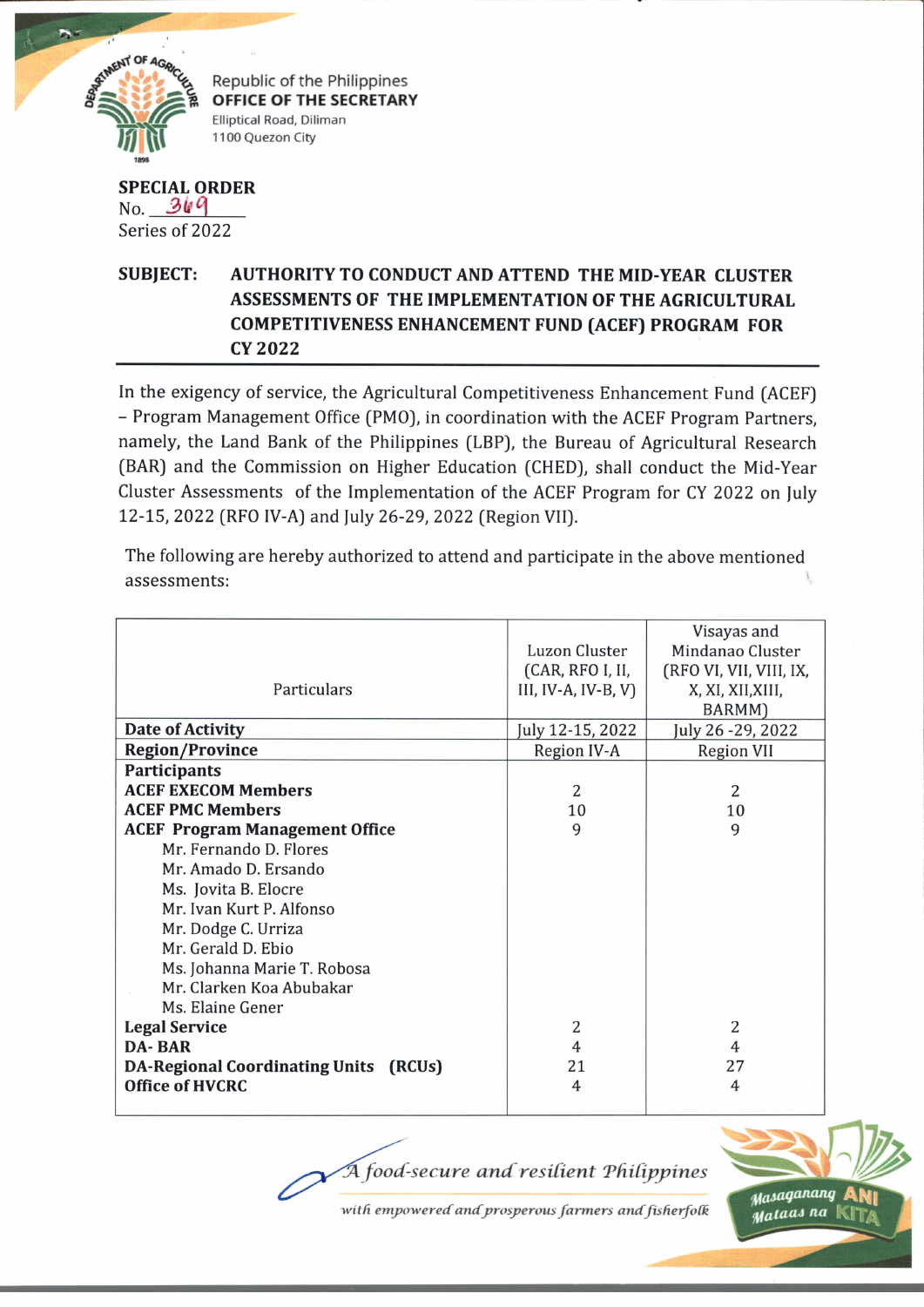Republic of the Philippines
**OFFICE OF THE SECRETARY**
Elliptical Road, Diliman
1100 Quezon City

**SPECIAL ORDER**
No. 369
Series of 2022

**SUBJECT: AUTHORITY TO CONDUCT AND ATTEND THE MID-YEAR CLUSTER ASSESSMENTS OF THE IMPLEMENTATION OF THE AGRICULTURAL COMPETITIVENESS ENHANCEMENT FUND (ACEF) PROGRAM FOR CY 2022**

In the exigency of service, the Agricultural Competitiveness Enhancement Fund (ACEF) – Program Management Office (PMO), in coordination with the ACEF Program Partners, namely, the Land Bank of the Philippines (LBP), the Bureau of Agricultural Research (BAR) and the Commission on Higher Education (CHED), shall conduct the Mid-Year Cluster Assessments of the Implementation of the ACEF Program for CY 2022 on July 12-15, 2022 (RFO IV-A) and July 26-29, 2022 (Region VII).

The following are hereby authorized to attend and participate in the above mentioned assessments:

| Particulars | Luzon Cluster (CAR, RFO I, II, III, IV-A, IV-B, V) | Visayas and Mindanao Cluster (RFO VI, VII, VIII, IX, X, XI, XII,XIII, BARMM) |
|---|---|---|
| **Date of Activity** | July 12-15, 2022 | July 26 -29, 2022 |
| **Region/Province** | Region IV-A | Region VII |
| **Participants** | | |
| **ACEF EXECOM Members** | 2 | 2 |
| **ACEF PMC Members** | 10 | 10 |
| **ACEF Program Management Office** | 9 | 9 |
| Mr. Fernando D. Flores | | |
| Mr. Amado D. Ersando | | |
| Ms. Jovita B. Elocre | | |
| Mr. Ivan Kurt P. Alfonso | | |
| Mr. Dodge C. Urriza | | |
| Mr. Gerald D. Ebio | | |
| Ms. Johanna Marie T. Robosa | | |
| Mr. Clarken Koa Abubakar | | |
| Ms. Elaine Gener | | |
| **Legal Service** | 2 | 2 |
| **DA- BAR** | 4 | 4 |
| **DA-Regional Coordinating Units (RCUs)** | 21 | 27 |
| **Office of HVCRC** | 4 | 4 |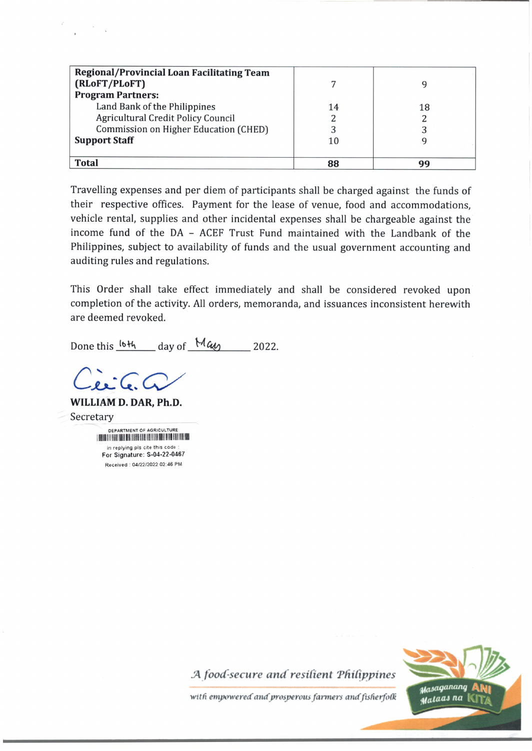| | | |
|---|---|---|
| **Regional/Provincial Loan Facilitating Team (RLoFT/PLoFT)** | 7 | 9 |
| **Program Partners:** | | |
| Land Bank of the Philippines | 14 | 18 |
| Agricultural Credit Policy Council | 2 | 2 |
| Commission on Higher Education (CHED) | 3 | 3 |
| **Support Staff** | 10 | 9 |
| **Total** | **88** | **99** |

Travelling expenses and per diem of participants shall be charged against the funds of their respective offices. Payment for the lease of venue, food and accommodations, vehicle rental, supplies and other incidental expenses shall be chargeable against the income fund of the DA – ACEF Trust Fund maintained with the Landbank of the Philippines, subject to availability of funds and the usual government accounting and auditing rules and regulations.

This Order shall take effect immediately and shall be considered revoked upon completion of the activity. All orders, memoranda, and issuances inconsistent herewith are deemed revoked.

Done this 16th day of May 2022.

**WILLIAM D. DAR, Ph.D.**
Secretary

DEPARTMENT OF AGRICULTURE
in replying pls cite this code :
For Signature: S-04-22-0467
Received : 04/22/2022 02:46 PM

*A food-secure and resilient Philippines with empowered and prosperous farmers and fisherfolk*

Masaganang ANI Mataas na KITA